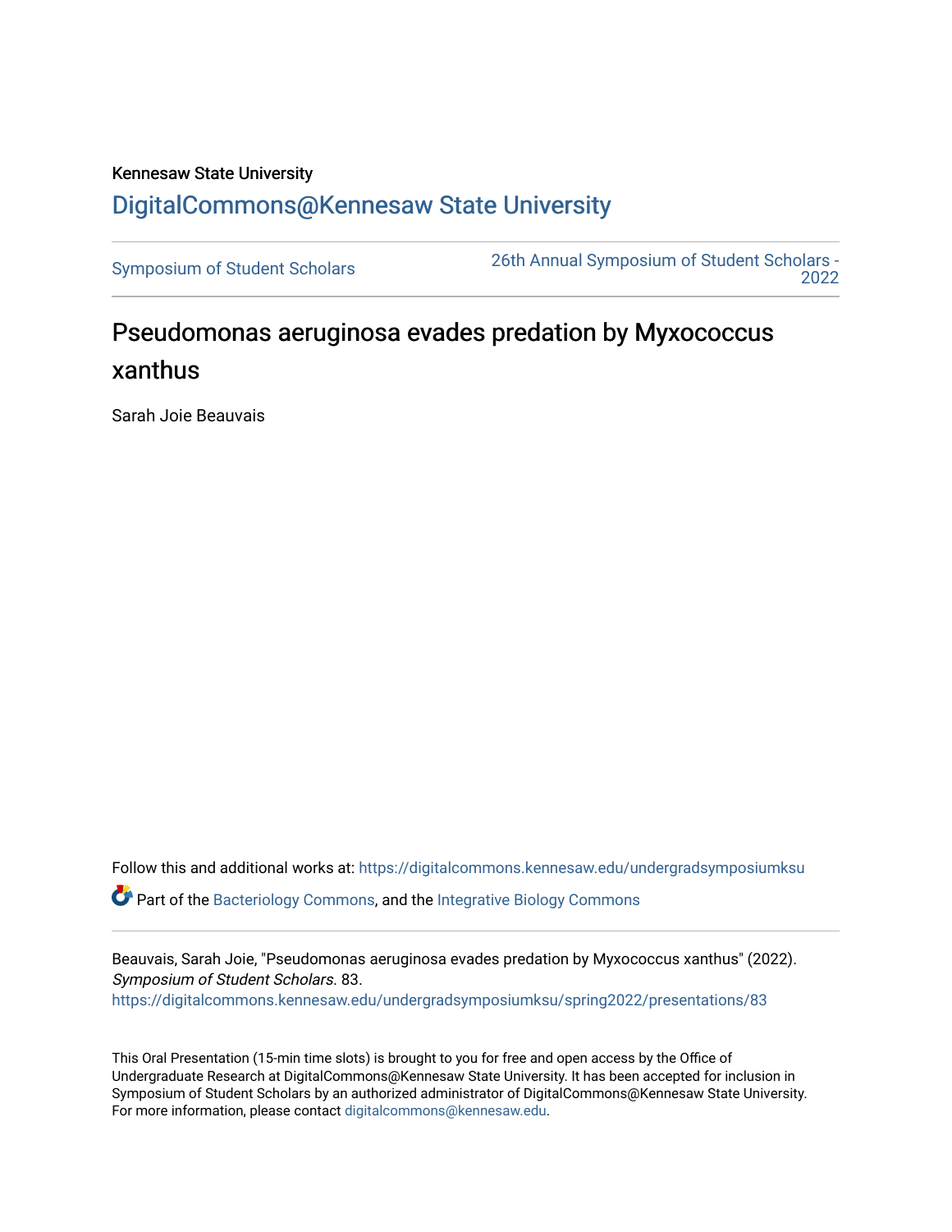Kennesaw State University

# DigitalCommons@Kennesaw State University

Symposium of Student Scholars

26th Annual Symposium of Student Scholars - 2022

## Pseudomonas aeruginosa evades predation by Myxococcus xanthus

Sarah Joie Beauvais

Follow this and additional works at: https://digitalcommons.kennesaw.edu/undergradsymposiumksu

Part of the Bacteriology Commons, and the Integrative Biology Commons

Beauvais, Sarah Joie, "Pseudomonas aeruginosa evades predation by Myxococcus xanthus" (2022). *Symposium of Student Scholars*. 83.
https://digitalcommons.kennesaw.edu/undergradsymposiumksu/spring2022/presentations/83

This Oral Presentation (15-min time slots) is brought to you for free and open access by the Office of Undergraduate Research at DigitalCommons@Kennesaw State University. It has been accepted for inclusion in Symposium of Student Scholars by an authorized administrator of DigitalCommons@Kennesaw State University. For more information, please contact digitalcommons@kennesaw.edu.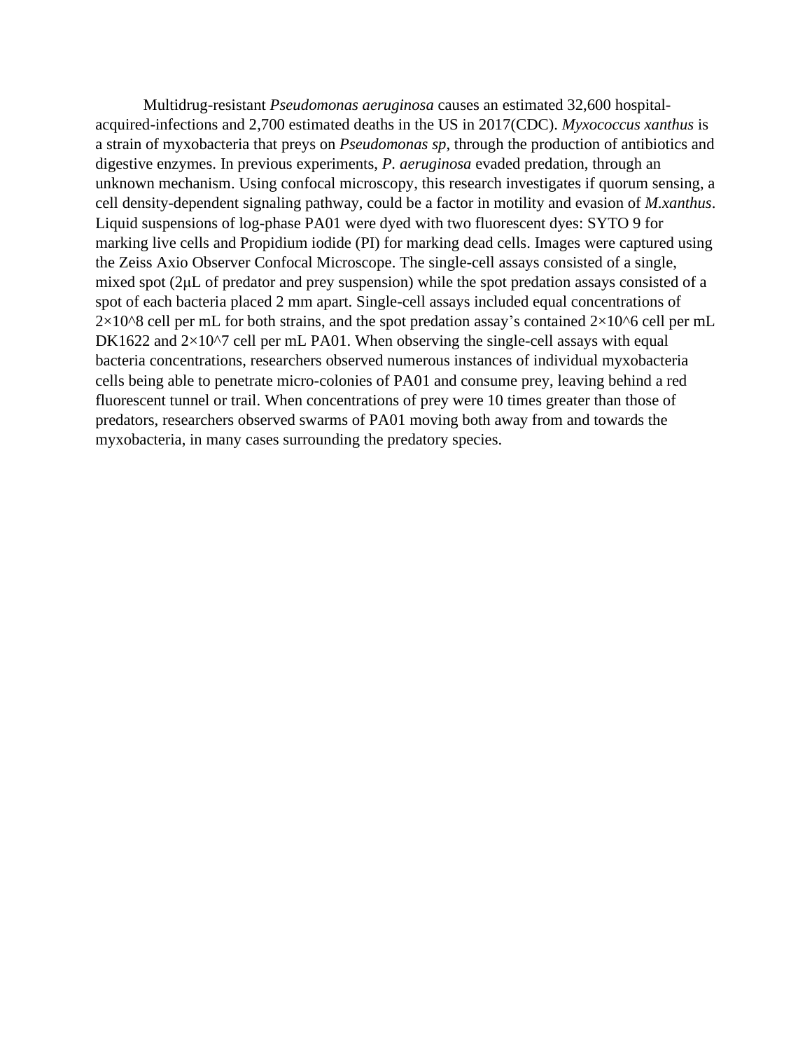Multidrug-resistant *Pseudomonas aeruginosa* causes an estimated 32,600 hospital-acquired-infections and 2,700 estimated deaths in the US in 2017(CDC). *Myxococcus xanthus* is a strain of myxobacteria that preys on *Pseudomonas sp*, through the production of antibiotics and digestive enzymes. In previous experiments, *P. aeruginosa* evaded predation, through an unknown mechanism. Using confocal microscopy, this research investigates if quorum sensing, a cell density-dependent signaling pathway, could be a factor in motility and evasion of *M.xanthus*. Liquid suspensions of log-phase PA01 were dyed with two fluorescent dyes: SYTO 9 for marking live cells and Propidium iodide (PI) for marking dead cells. Images were captured using the Zeiss Axio Observer Confocal Microscope. The single-cell assays consisted of a single, mixed spot (2μL of predator and prey suspension) while the spot predation assays consisted of a spot of each bacteria placed 2 mm apart. Single-cell assays included equal concentrations of $2×10^8$ cell per mL for both strains, and the spot predation assay's contained $2×10^6$ cell per mL DK1622 and $2×10^7$ cell per mL PA01. When observing the single-cell assays with equal bacteria concentrations, researchers observed numerous instances of individual myxobacteria cells being able to penetrate micro-colonies of PA01 and consume prey, leaving behind a red fluorescent tunnel or trail. When concentrations of prey were 10 times greater than those of predators, researchers observed swarms of PA01 moving both away from and towards the myxobacteria, in many cases surrounding the predatory species.